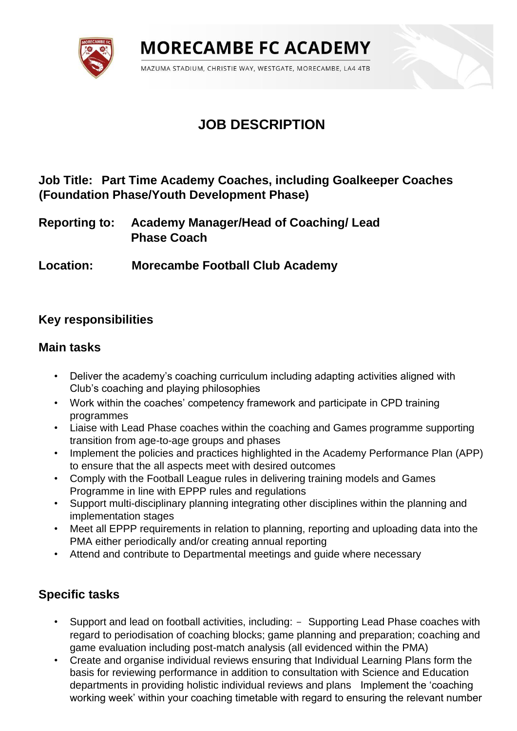# MORECAMBE FC ACADEMY

MAZUMA STADIUM, CHRISTIE WAY, WESTGATE, MORECAMBE, LA4 4TB

## JOB DESCRIPTION

**Job Title: Part Time Academy Coaches, including Goalkeeper Coaches (Foundation Phase/Youth Development Phase)**

**Reporting to: Academy Manager/Head of Coaching/ Lead Phase Coach**

**Location: Morecambe Football Club Academy**

### Key responsibilities

### Main tasks

- Deliver the academy's coaching curriculum including adapting activities aligned with Club's coaching and playing philosophies
- Work within the coaches' competency framework and participate in CPD training programmes
- Liaise with Lead Phase coaches within the coaching and Games programme supporting transition from age-to-age groups and phases
- Implement the policies and practices highlighted in the Academy Performance Plan (APP) to ensure that the all aspects meet with desired outcomes
- Comply with the Football League rules in delivering training models and Games Programme in line with EPPP rules and regulations
- Support multi-disciplinary planning integrating other disciplines within the planning and implementation stages
- Meet all EPPP requirements in relation to planning, reporting and uploading data into the PMA either periodically and/or creating annual reporting
- Attend and contribute to Departmental meetings and guide where necessary

### Specific tasks

- Support and lead on football activities, including: – Supporting Lead Phase coaches with regard to periodisation of coaching blocks; game planning and preparation; coaching and game evaluation including post-match analysis (all evidenced within the PMA)
- Create and organise individual reviews ensuring that Individual Learning Plans form the basis for reviewing performance in addition to consultation with Science and Education departments in providing holistic individual reviews and plans Implement the 'coaching working week' within your coaching timetable with regard to ensuring the relevant number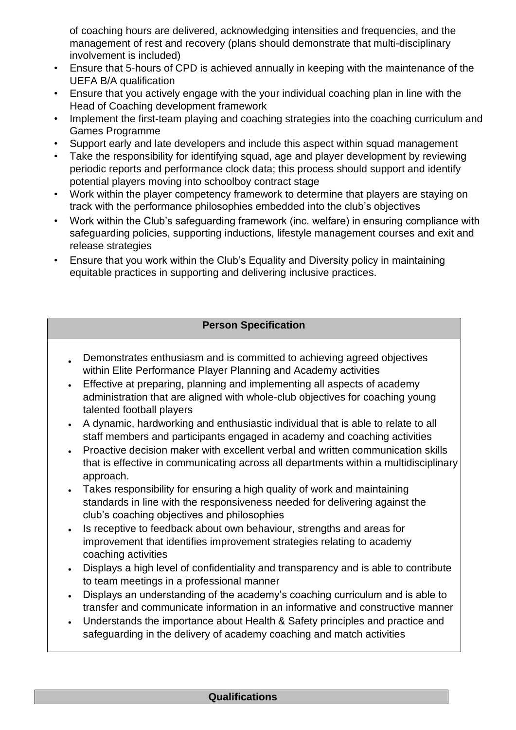of coaching hours are delivered, acknowledging intensities and frequencies, and the management of rest and recovery (plans should demonstrate that multi-disciplinary involvement is included)

- Ensure that 5-hours of CPD is achieved annually in keeping with the maintenance of the UEFA B/A qualification
- Ensure that you actively engage with the your individual coaching plan in line with the Head of Coaching development framework
- Implement the first-team playing and coaching strategies into the coaching curriculum and Games Programme
- Support early and late developers and include this aspect within squad management
- Take the responsibility for identifying squad, age and player development by reviewing periodic reports and performance clock data; this process should support and identify potential players moving into schoolboy contract stage
- Work within the player competency framework to determine that players are staying on track with the performance philosophies embedded into the club's objectives
- Work within the Club's safeguarding framework (inc. welfare) in ensuring compliance with safeguarding policies, supporting inductions, lifestyle management courses and exit and release strategies
- Ensure that you work within the Club's Equality and Diversity policy in maintaining equitable practices in supporting and delivering inclusive practices.

## Person Specification

- Demonstrates enthusiasm and is committed to achieving agreed objectives within Elite Performance Player Planning and Academy activities
- Effective at preparing, planning and implementing all aspects of academy administration that are aligned with whole-club objectives for coaching young talented football players
- A dynamic, hardworking and enthusiastic individual that is able to relate to all staff members and participants engaged in academy and coaching activities
- Proactive decision maker with excellent verbal and written communication skills that is effective in communicating across all departments within a multidisciplinary approach.
- Takes responsibility for ensuring a high quality of work and maintaining standards in line with the responsiveness needed for delivering against the club's coaching objectives and philosophies
- Is receptive to feedback about own behaviour, strengths and areas for improvement that identifies improvement strategies relating to academy coaching activities
- Displays a high level of confidentiality and transparency and is able to contribute to team meetings in a professional manner
- Displays an understanding of the academy's coaching curriculum and is able to transfer and communicate information in an informative and constructive manner
- Understands the importance about Health & Safety principles and practice and safeguarding in the delivery of academy coaching and match activities

## Qualifications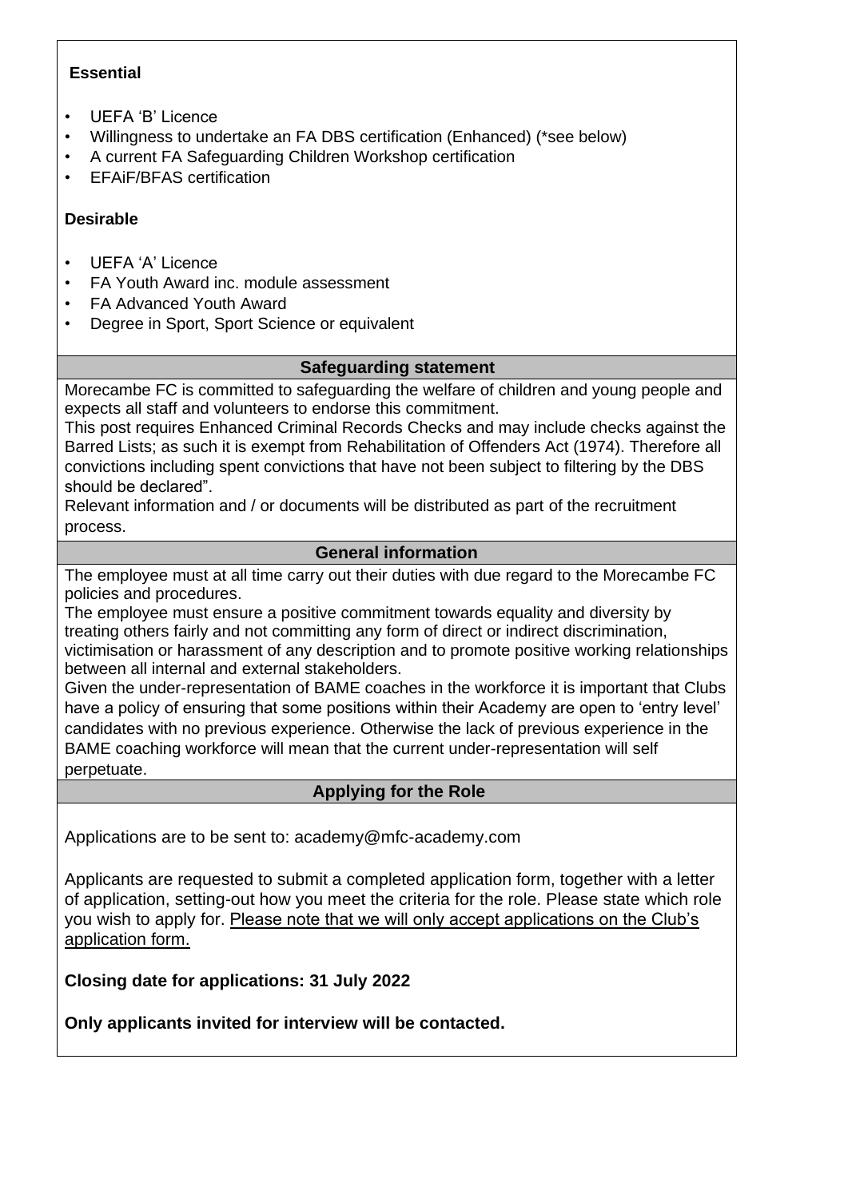**Essential**

- UEFA 'B' Licence
- Willingness to undertake an FA DBS certification (Enhanced) (*see below)
- A current FA Safeguarding Children Workshop certification
- EFAiF/BFAS certification

**Desirable**

- UEFA 'A' Licence
- FA Youth Award inc. module assessment
- FA Advanced Youth Award
- Degree in Sport, Sport Science or equivalent

## Safeguarding statement

Morecambe FC is committed to safeguarding the welfare of children and young people and expects all staff and volunteers to endorse this commitment.
This post requires Enhanced Criminal Records Checks and may include checks against the Barred Lists; as such it is exempt from Rehabilitation of Offenders Act (1974). Therefore all convictions including spent convictions that have not been subject to filtering by the DBS should be declared".
Relevant information and / or documents will be distributed as part of the recruitment process.

## General information

The employee must at all time carry out their duties with due regard to the Morecambe FC policies and procedures.
The employee must ensure a positive commitment towards equality and diversity by treating others fairly and not committing any form of direct or indirect discrimination, victimisation or harassment of any description and to promote positive working relationships between all internal and external stakeholders.
Given the under-representation of BAME coaches in the workforce it is important that Clubs have a policy of ensuring that some positions within their Academy are open to 'entry level' candidates with no previous experience. Otherwise the lack of previous experience in the BAME coaching workforce will mean that the current under-representation will self perpetuate.

## Applying for the Role

Applications are to be sent to: academy@mfc-academy.com

Applicants are requested to submit a completed application form, together with a letter of application, setting-out how you meet the criteria for the role. Please state which role you wish to apply for. Please note that we will only accept applications on the Club's application form.

**Closing date for applications: 31 July 2022**

**Only applicants invited for interview will be contacted.**